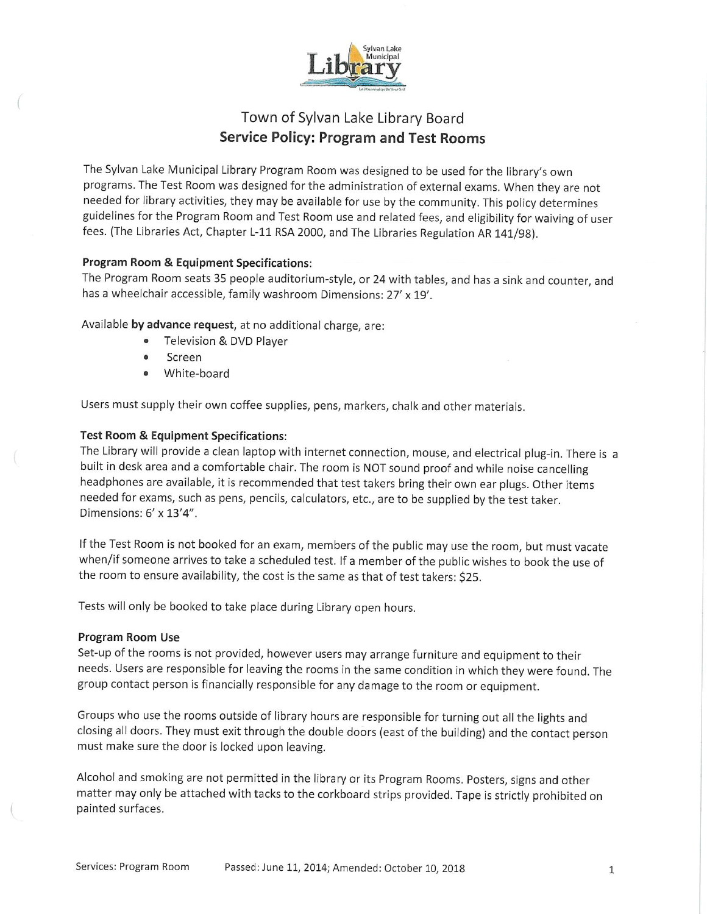# Town of Sylvan Lake Library Board

## Service Policy: Program and Test Rooms

The Sylvan Lake Municipal Library Program Room was designed to be used for the library's own programs. The Test Room was designed for the administration of external exams. When they are not needed for library activities, they may be available for use by the community. This policy determines guidelines for the Program Room and Test Room use and related fees, and eligibility for waiving of user fees. (The Libraries Act, Chapter L-11 RSA 2000, and The Libraries Regulation AR 141/98).

### Program Room & Equipment Specifications:

The Program Room seats 35 people auditorium-style, or 24 with tables, and has a sink and counter, and has a wheelchair accessible, family washroom Dimensions: 27' x 19'.

Available **by advance request**, at no additional charge, are:

- Television & DVD Player
- Screen
- White-board

Users must supply their own coffee supplies, pens, markers, chalk and other materials.

### Test Room & Equipment Specifications:

The Library will provide a clean laptop with internet connection, mouse, and electrical plug-in. There is a built in desk area and a comfortable chair. The room is NOT sound proof and while noise cancelling headphones are available, it is recommended that test takers bring their own ear plugs. Other items needed for exams, such as pens, pencils, calculators, etc., are to be supplied by the test taker. Dimensions: 6' x 13'4".

If the Test Room is not booked for an exam, members of the public may use the room, but must vacate when/if someone arrives to take a scheduled test. If a member of the public wishes to book the use of the room to ensure availability, the cost is the same as that of test takers: $25.

Tests will only be booked to take place during Library open hours.

### Program Room Use

Set-up of the rooms is not provided, however users may arrange furniture and equipment to their needs. Users are responsible for leaving the rooms in the same condition in which they were found. The group contact person is financially responsible for any damage to the room or equipment.

Groups who use the rooms outside of library hours are responsible for turning out all the lights and closing all doors. They must exit through the double doors (east of the building) and the contact person must make sure the door is locked upon leaving.

Alcohol and smoking are not permitted in the library or its Program Rooms. Posters, signs and other matter may only be attached with tacks to the corkboard strips provided. Tape is strictly prohibited on painted surfaces.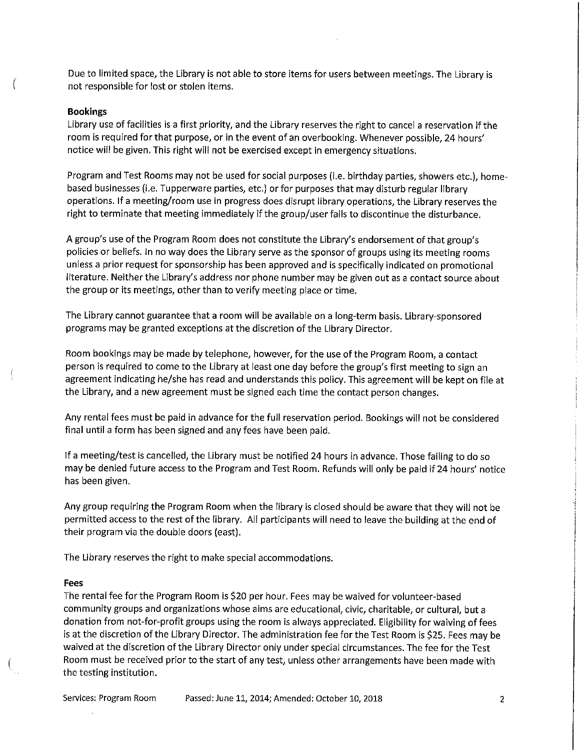Due to limited space, the Library is not able to store items for users between meetings. The Library is not responsible for lost or stolen items.

### Bookings

Library use of facilities is a first priority, and the Library reserves the right to cancel a reservation if the room is required for that purpose, or in the event of an overbooking. Whenever possible, 24 hours' notice will be given. This right will not be exercised except in emergency situations.

Program and Test Rooms may not be used for social purposes (i.e. birthday parties, showers etc.), home-based businesses (i.e. Tupperware parties, etc.) or for purposes that may disturb regular library operations. If a meeting/room use in progress does disrupt library operations, the Library reserves the right to terminate that meeting immediately if the group/user fails to discontinue the disturbance.

A group's use of the Program Room does not constitute the Library's endorsement of that group's policies or beliefs. In no way does the Library serve as the sponsor of groups using its meeting rooms unless a prior request for sponsorship has been approved and is specifically indicated on promotional literature. Neither the Library's address nor phone number may be given out as a contact source about the group or its meetings, other than to verify meeting place or time.

The Library cannot guarantee that a room will be available on a long-term basis. Library-sponsored programs may be granted exceptions at the discretion of the Library Director.

Room bookings may be made by telephone, however, for the use of the Program Room, a contact person is required to come to the Library at least one day before the group's first meeting to sign an agreement indicating he/she has read and understands this policy. This agreement will be kept on file at the Library, and a new agreement must be signed each time the contact person changes.

Any rental fees must be paid in advance for the full reservation period. Bookings will not be considered final until a form has been signed and any fees have been paid.

If a meeting/test is cancelled, the Library must be notified 24 hours in advance. Those failing to do so may be denied future access to the Program and Test Room. Refunds will only be paid if 24 hours' notice has been given.

Any group requiring the Program Room when the library is closed should be aware that they will not be permitted access to the rest of the library. All participants will need to leave the building at the end of their program via the double doors (east).

The Library reserves the right to make special accommodations.

### Fees

The rental fee for the Program Room is $20 per hour. Fees may be waived for volunteer-based community groups and organizations whose aims are educational, civic, charitable, or cultural, but a donation from not-for-profit groups using the room is always appreciated. Eligibility for waiving of fees is at the discretion of the Library Director. The administration fee for the Test Room is $25. Fees may be waived at the discretion of the Library Director only under special circumstances. The fee for the Test Room must be received prior to the start of any test, unless other arrangements have been made with the testing institution.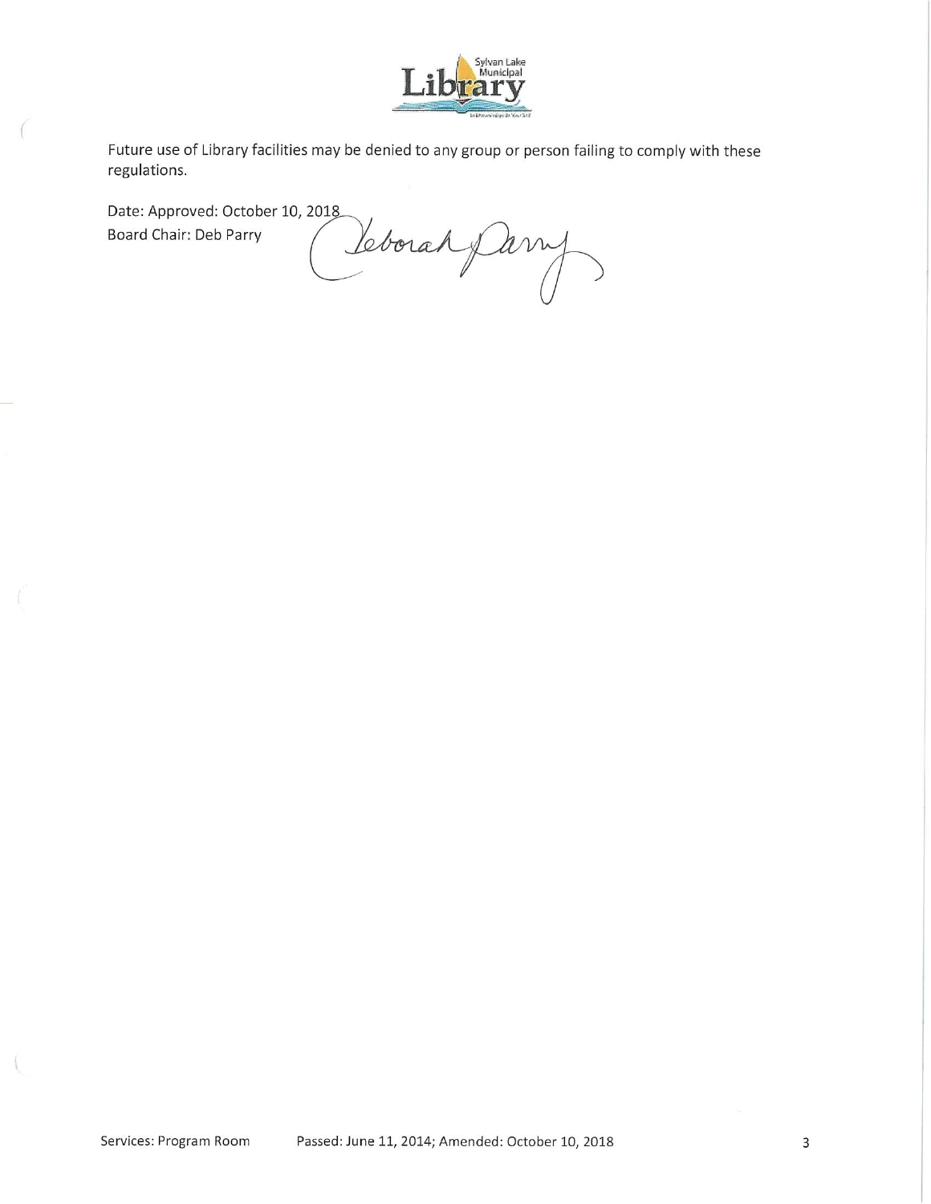Future use of Library facilities may be denied to any group or person failing to comply with these regulations.

Date: Approved: October 10, 2018
Board Chair: Deb Parry